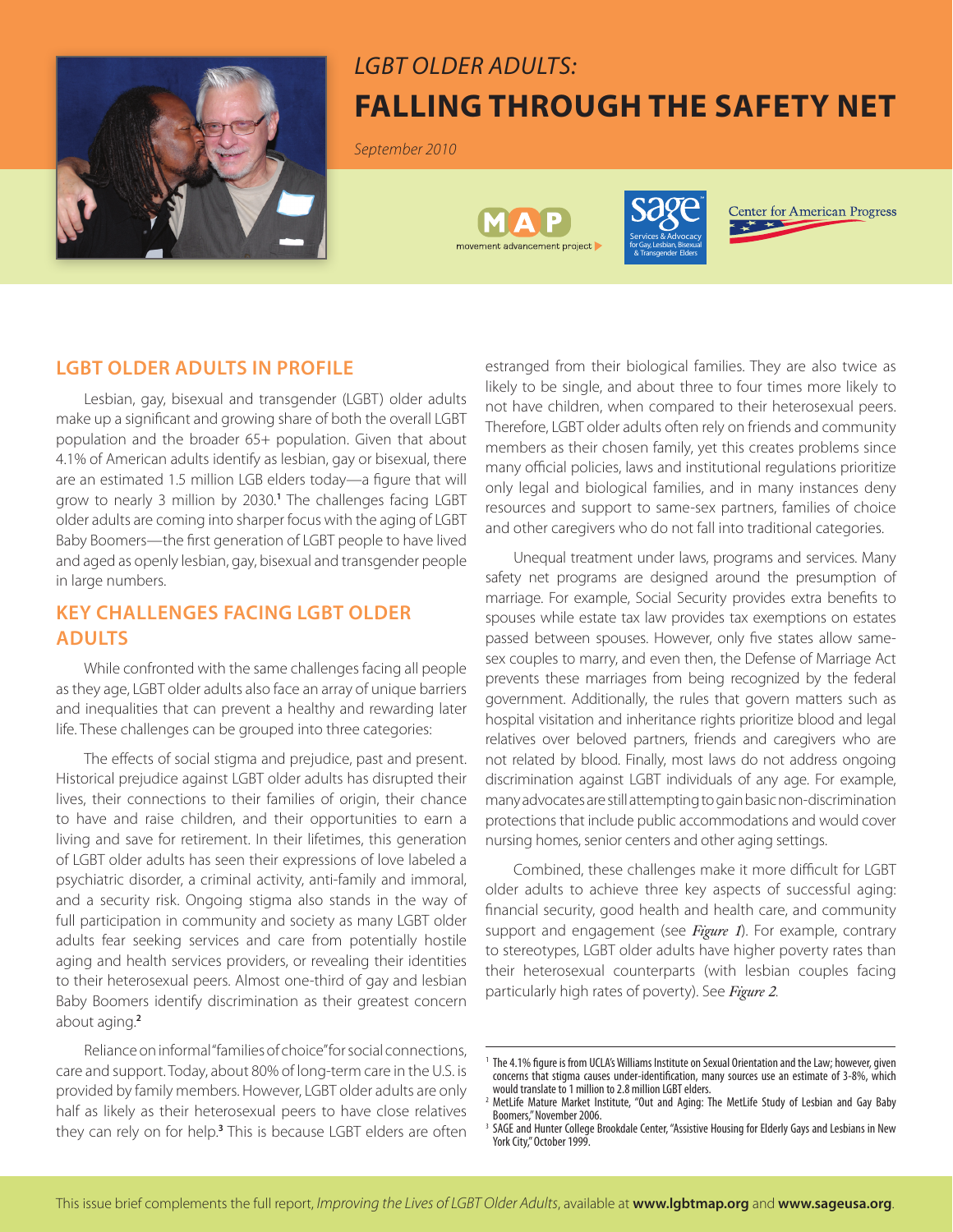# *LGBT OLDER ADULTS:*
# FALLING THROUGH THE SAFETY NET

*September 2010*

## LGBT OLDER ADULTS IN PROFILE

Lesbian, gay, bisexual and transgender (LGBT) older adults make up a significant and growing share of both the overall LGBT population and the broader 65+ population. Given that about 4.1% of American adults identify as lesbian, gay or bisexual, there are an estimated 1.5 million LGB elders today—a figure that will grow to nearly 3 million by 2030.[1] The challenges facing LGBT older adults are coming into sharper focus with the aging of LGBT Baby Boomers—the first generation of LGBT people to have lived and aged as openly lesbian, gay, bisexual and transgender people in large numbers.

## KEY CHALLENGES FACING LGBT OLDER ADULTS

While confronted with the same challenges facing all people as they age, LGBT older adults also face an array of unique barriers and inequalities that can prevent a healthy and rewarding later life. These challenges can be grouped into three categories:

The effects of social stigma and prejudice, past and present. Historical prejudice against LGBT older adults has disrupted their lives, their connections to their families of origin, their chance to have and raise children, and their opportunities to earn a living and save for retirement. In their lifetimes, this generation of LGBT older adults has seen their expressions of love labeled a psychiatric disorder, a criminal activity, anti-family and immoral, and a security risk. Ongoing stigma also stands in the way of full participation in community and society as many LGBT older adults fear seeking services and care from potentially hostile aging and health services providers, or revealing their identities to their heterosexual peers. Almost one-third of gay and lesbian Baby Boomers identify discrimination as their greatest concern about aging.[2]

Reliance on informal "families of choice" for social connections, care and support. Today, about 80% of long-term care in the U.S. is provided by family members. However, LGBT older adults are only half as likely as their heterosexual peers to have close relatives they can rely on for help.[3] This is because LGBT elders are often estranged from their biological families. They are also twice as likely to be single, and about three to four times more likely to not have children, when compared to their heterosexual peers. Therefore, LGBT older adults often rely on friends and community members as their chosen family, yet this creates problems since many official policies, laws and institutional regulations prioritize only legal and biological families, and in many instances deny resources and support to same-sex partners, families of choice and other caregivers who do not fall into traditional categories.

Unequal treatment under laws, programs and services. Many safety net programs are designed around the presumption of marriage. For example, Social Security provides extra benefits to spouses while estate tax law provides tax exemptions on estates passed between spouses. However, only five states allow same-sex couples to marry, and even then, the Defense of Marriage Act prevents these marriages from being recognized by the federal government. Additionally, the rules that govern matters such as hospital visitation and inheritance rights prioritize blood and legal relatives over beloved partners, friends and caregivers who are not related by blood. Finally, most laws do not address ongoing discrimination against LGBT individuals of any age. For example, many advocates are still attempting to gain basic non-discrimination protections that include public accommodations and would cover nursing homes, senior centers and other aging settings.

Combined, these challenges make it more difficult for LGBT older adults to achieve three key aspects of successful aging: financial security, good health and health care, and community support and engagement (see ***Figure 1***). For example, contrary to stereotypes, LGBT older adults have higher poverty rates than their heterosexual counterparts (with lesbian couples facing particularly high rates of poverty). See ***Figure 2***.

---

[1] The 4.1% figure is from UCLA's Williams Institute on Sexual Orientation and the Law; however, given concerns that stigma causes under-identification, many sources use an estimate of 3-8%, which would translate to 1 million to 2.8 million LGBT elders.

[2] MetLife Mature Market Institute, "Out and Aging: The MetLife Study of Lesbian and Gay Baby Boomers," November 2006.

[3] SAGE and Hunter College Brookdale Center, "Assistive Housing for Elderly Gays and Lesbians in New York City," October 1999.

This issue brief complements the full report, *Improving the Lives of LGBT Older Adults*, available at **www.lgbtmap.org** and **www.sageusa.org**.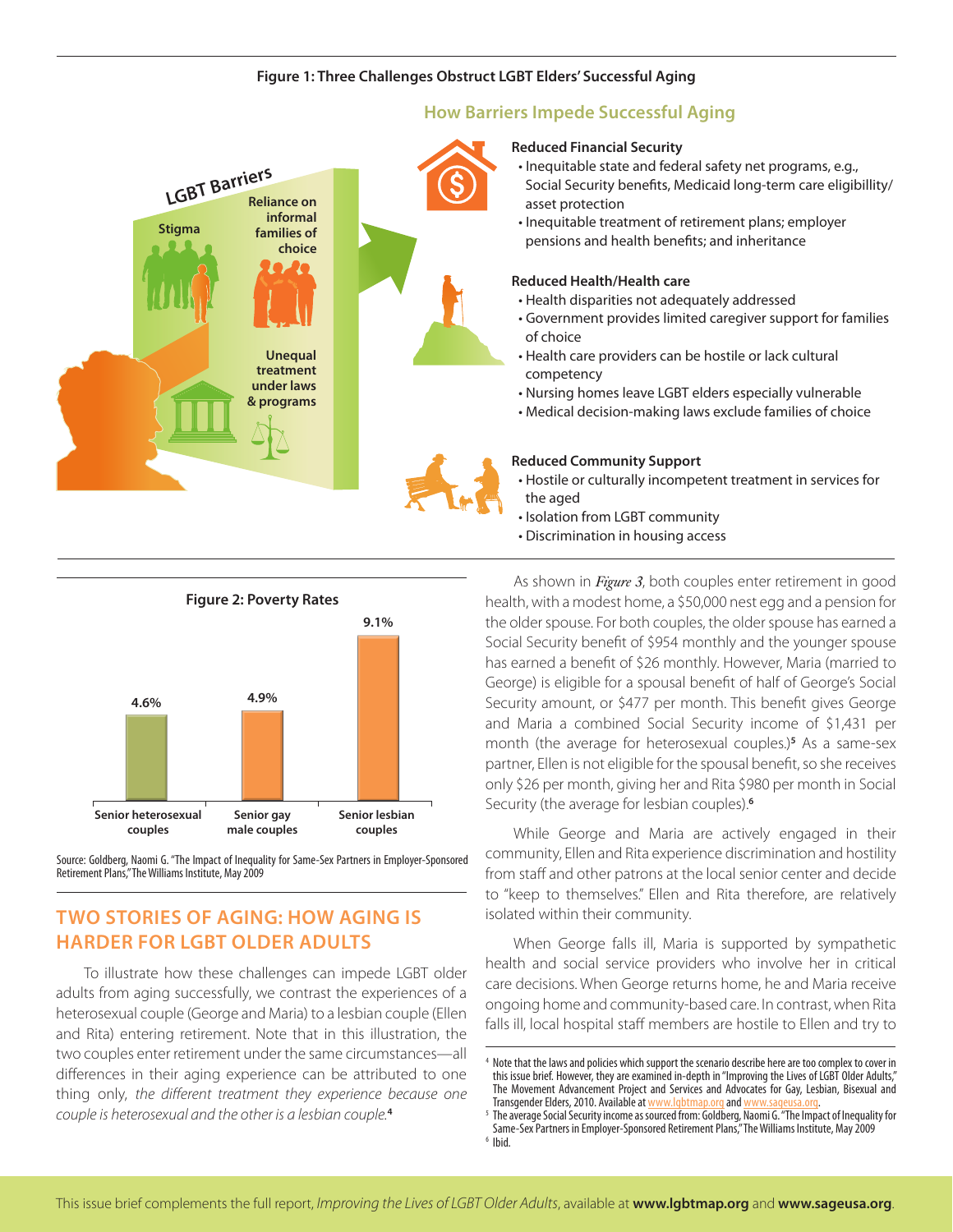**Figure 1: Three Challenges Obstruct LGBT Elders' Successful Aging**

LGBT Barriers

- Stigma
- Reliance on informal families of choice
- Unequal treatment under laws & programs

### How Barriers Impede Successful Aging

**Reduced Financial Security**

- Inequitable state and federal safety net programs, e.g., Social Security benefits, Medicaid long-term care eligibillity/asset protection
- Inequitable treatment of retirement plans; employer pensions and health benefits; and inheritance

**Reduced Health/Health care**

- Health disparities not adequately addressed
- Government provides limited caregiver support for families of choice
- Health care providers can be hostile or lack cultural competency
- Nursing homes leave LGBT elders especially vulnerable
- Medical decision-making laws exclude families of choice

**Reduced Community Support**

- Hostile or culturally incompetent treatment in services for the aged
- Isolation from LGBT community
- Discrimination in housing access

**Figure 2: Poverty Rates**

| Senior heterosexual couples | Senior gay male couples | Senior lesbian couples |
|---|---|---|
| 4.6% | 4.9% | 9.1% |

Source: Goldberg, Naomi G. "The Impact of Inequality for Same-Sex Partners in Employer-Sponsored Retirement Plans," The Williams Institute, May 2009

## TWO STORIES OF AGING: HOW AGING IS HARDER FOR LGBT OLDER ADULTS

To illustrate how these challenges can impede LGBT older adults from aging successfully, we contrast the experiences of a heterosexual couple (George and Maria) to a lesbian couple (Ellen and Rita) entering retirement. Note that in this illustration, the two couples enter retirement under the same circumstances—all differences in their aging experience can be attributed to one thing only, *the different treatment they experience because one couple is heterosexual and the other is a lesbian couple.*[4]

As shown in *Figure 3*, both couples enter retirement in good health, with a modest home, a $50,000 nest egg and a pension for the older spouse. For both couples, the older spouse has earned a Social Security benefit of $954 monthly and the younger spouse has earned a benefit of $26 monthly. However, Maria (married to George) is eligible for a spousal benefit of half of George's Social Security amount, or $477 per month. This benefit gives George and Maria a combined Social Security income of $1,431 per month (the average for heterosexual couples.)[5] As a same-sex partner, Ellen is not eligible for the spousal benefit, so she receives only $26 per month, giving her and Rita $980 per month in Social Security (the average for lesbian couples).[6]

While George and Maria are actively engaged in their community, Ellen and Rita experience discrimination and hostility from staff and other patrons at the local senior center and decide to "keep to themselves." Ellen and Rita therefore, are relatively isolated within their community.

When George falls ill, Maria is supported by sympathetic health and social service providers who involve her in critical care decisions. When George returns home, he and Maria receive ongoing home and community-based care. In contrast, when Rita falls ill, local hospital staff members are hostile to Ellen and try to

[4] Note that the laws and policies which support the scenario describe here are too complex to cover in this issue brief. However, they are examined in-depth in "Improving the Lives of LGBT Older Adults," The Movement Advancement Project and Services and Advocates for Gay, Lesbian, Bisexual and Transgender Elders, 2010. Available at www.lgbtmap.org and www.sageusa.org.

[5] The average Social Security income as sourced from: Goldberg, Naomi G. "The Impact of Inequality for Same-Sex Partners in Employer-Sponsored Retirement Plans," The Williams Institute, May 2009

[6] Ibid.

This issue brief complements the full report, *Improving the Lives of LGBT Older Adults*, available at **www.lgbtmap.org** and **www.sageusa.org**.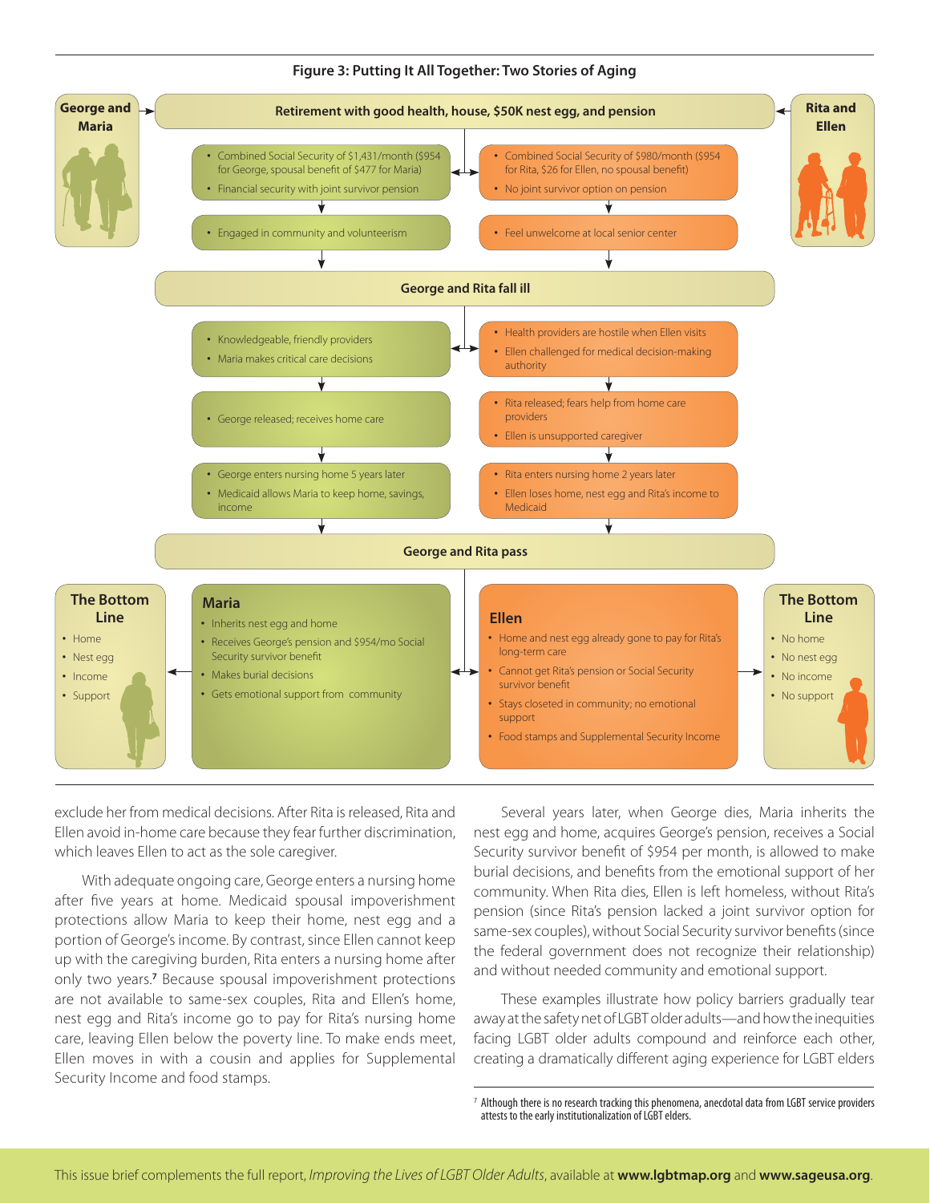### Figure 3: Putting It All Together: Two Stories of Aging

**George and Maria** → **Retirement with good health, house, $50K nest egg, and pension** ← **Rita and Ellen**

| George and Maria | Rita and Ellen |
| --- | --- |
| • Combined Social Security of $1,431/month ($954 for George, spousal benefit of $477 for Maria)<br>• Financial security with joint survivor pension | • Combined Social Security of $980/month ($954 for Rita, $26 for Ellen, no spousal benefit)<br>• No joint survivor option on pension |
| • Engaged in community and volunteerism | • Feel unwelcome at local senior center |

**George and Rita fall ill**

| George and Maria | Rita and Ellen |
| --- | --- |
| • Knowledgeable, friendly providers<br>• Maria makes critical care decisions | • Health providers are hostile when Ellen visits<br>• Ellen challenged for medical decision-making authority |
| • George released; receives home care | • Rita released; fears help from home care providers<br>• Ellen is unsupported caregiver |
| • George enters nursing home 5 years later<br>• Medicaid allows Maria to keep home, savings, income | • Rita enters nursing home 2 years later<br>• Ellen loses home, nest egg and Rita's income to Medicaid |

**George and Rita pass**

| The Bottom Line | Maria | Ellen | The Bottom Line |
| --- | --- | --- | --- |
| • Home<br>• Nest egg<br>• Income<br>• Support | • Inherits nest egg and home<br>• Receives George's pension and $954/mo Social Security survivor benefit<br>• Makes burial decisions<br>• Gets emotional support from community | • Home and nest egg already gone to pay for Rita's long-term care<br>• Cannot get Rita's pension or Social Security survivor benefit<br>• Stays closeted in community; no emotional support<br>• Food stamps and Supplemental Security Income | • No home<br>• No nest egg<br>• No income<br>• No support |

exclude her from medical decisions. After Rita is released, Rita and Ellen avoid in-home care because they fear further discrimination, which leaves Ellen to act as the sole caregiver.

With adequate ongoing care, George enters a nursing home after five years at home. Medicaid spousal impoverishment protections allow Maria to keep their home, nest egg and a portion of George's income. By contrast, since Ellen cannot keep up with the caregiving burden, Rita enters a nursing home after only two years.[7] Because spousal impoverishment protections are not available to same-sex couples, Rita and Ellen's home, nest egg and Rita's income go to pay for Rita's nursing home care, leaving Ellen below the poverty line. To make ends meet, Ellen moves in with a cousin and applies for Supplemental Security Income and food stamps.

Several years later, when George dies, Maria inherits the nest egg and home, acquires George's pension, receives a Social Security survivor benefit of $954 per month, is allowed to make burial decisions, and benefits from the emotional support of her community. When Rita dies, Ellen is left homeless, without Rita's pension (since Rita's pension lacked a joint survivor option for same-sex couples), without Social Security survivor benefits (since the federal government does not recognize their relationship) and without needed community and emotional support.

These examples illustrate how policy barriers gradually tear away at the safety net of LGBT older adults—and how the inequities facing LGBT older adults compound and reinforce each other, creating a dramatically different aging experience for LGBT elders

[7] Although there is no research tracking this phenomena, anecdotal data from LGBT service providers attests to the early institutionalization of LGBT elders.

This issue brief complements the full report, *Improving the Lives of LGBT Older Adults*, available at **www.lgbtmap.org** and **www.sageusa.org**.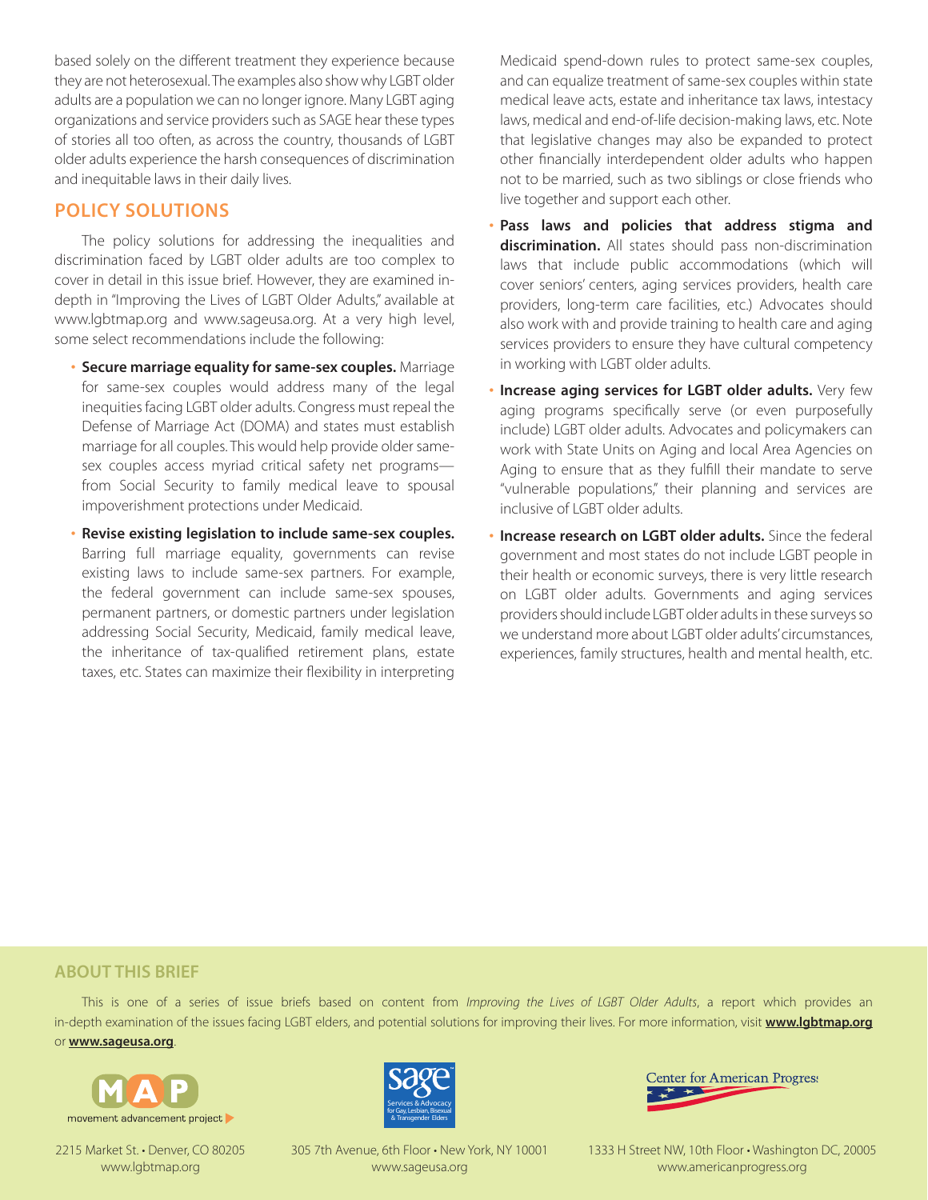based solely on the different treatment they experience because they are not heterosexual. The examples also show why LGBT older adults are a population we can no longer ignore. Many LGBT aging organizations and service providers such as SAGE hear these types of stories all too often, as across the country, thousands of LGBT older adults experience the harsh consequences of discrimination and inequitable laws in their daily lives.

## POLICY SOLUTIONS

The policy solutions for addressing the inequalities and discrimination faced by LGBT older adults are too complex to cover in detail in this issue brief. However, they are examined in-depth in "Improving the Lives of LGBT Older Adults," available at www.lgbtmap.org and www.sageusa.org. At a very high level, some select recommendations include the following:

- **Secure marriage equality for same-sex couples.** Marriage for same-sex couples would address many of the legal inequities facing LGBT older adults. Congress must repeal the Defense of Marriage Act (DOMA) and states must establish marriage for all couples. This would help provide older same-sex couples access myriad critical safety net programs—from Social Security to family medical leave to spousal impoverishment protections under Medicaid.
- **Revise existing legislation to include same-sex couples.** Barring full marriage equality, governments can revise existing laws to include same-sex partners. For example, the federal government can include same-sex spouses, permanent partners, or domestic partners under legislation addressing Social Security, Medicaid, family medical leave, the inheritance of tax-qualified retirement plans, estate taxes, etc. States can maximize their flexibility in interpreting Medicaid spend-down rules to protect same-sex couples, and can equalize treatment of same-sex couples within state medical leave acts, estate and inheritance tax laws, intestacy laws, medical and end-of-life decision-making laws, etc. Note that legislative changes may also be expanded to protect other financially interdependent older adults who happen not to be married, such as two siblings or close friends who live together and support each other.
- **Pass laws and policies that address stigma and discrimination.** All states should pass non-discrimination laws that include public accommodations (which will cover seniors' centers, aging services providers, health care providers, long-term care facilities, etc.) Advocates should also work with and provide training to health care and aging services providers to ensure they have cultural competency in working with LGBT older adults.
- **Increase aging services for LGBT older adults.** Very few aging programs specifically serve (or even purposefully include) LGBT older adults. Advocates and policymakers can work with State Units on Aging and local Area Agencies on Aging to ensure that as they fulfill their mandate to serve "vulnerable populations," their planning and services are inclusive of LGBT older adults.
- **Increase research on LGBT older adults.** Since the federal government and most states do not include LGBT people in their health or economic surveys, there is very little research on LGBT older adults. Governments and aging services providers should include LGBT older adults in these surveys so we understand more about LGBT older adults' circumstances, experiences, family structures, health and mental health, etc.

## ABOUT THIS BRIEF

This is one of a series of issue briefs based on content from *Improving the Lives of LGBT Older Adults*, a report which provides an in-depth examination of the issues facing LGBT elders, and potential solutions for improving their lives. For more information, visit **www.lgbtmap.org** or **www.sageusa.org**.

MAP movement advancement project

2215 Market St. • Denver, CO 80205
www.lgbtmap.org

sage Services & Advocacy for Gay, Lesbian, Bisexual & Transgender Elders

305 7th Avenue, 6th Floor • New York, NY 10001
www.sageusa.org

Center for American Progress

1333 H Street NW, 10th Floor • Washington DC, 20005
www.americanprogress.org